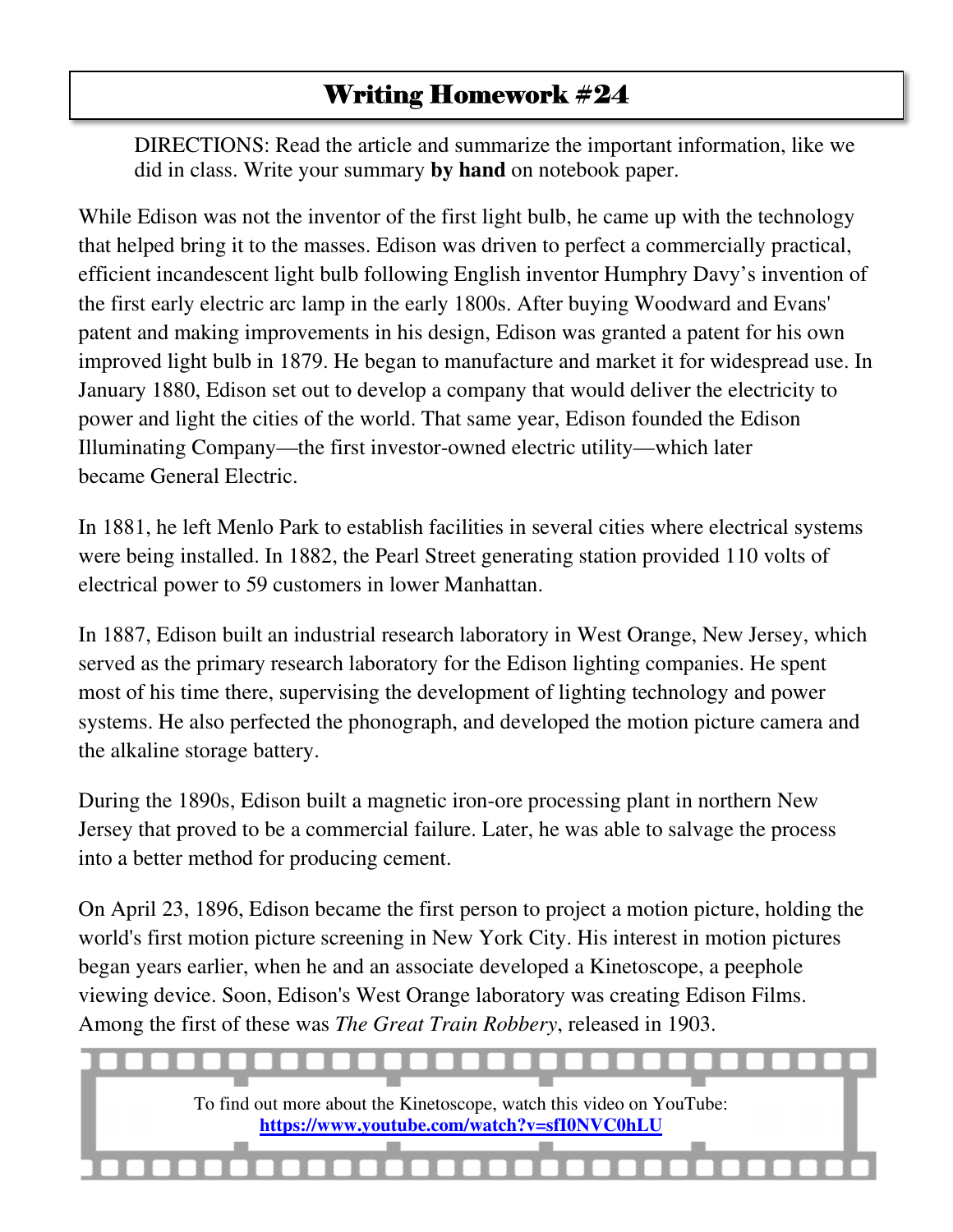# Writing Homework #24

DIRECTIONS: Read the article and summarize the important information, like we did in class. Write your summary **by hand** on notebook paper.

While Edison was not the inventor of the first light bulb, he came up with the technology that helped bring it to the masses. Edison was driven to perfect a commercially practical, efficient incandescent light bulb following English inventor Humphry Davy's invention of the first early electric arc lamp in the early 1800s. After buying Woodward and Evans' patent and making improvements in his design, Edison was granted a patent for his own improved light bulb in 1879. He began to manufacture and market it for widespread use. In January 1880, Edison set out to develop a company that would deliver the electricity to power and light the cities of the world. That same year, Edison founded the Edison Illuminating Company—the first investor-owned electric utility—which later became General Electric.

In 1881, he left Menlo Park to establish facilities in several cities where electrical systems were being installed. In 1882, the Pearl Street generating station provided 110 volts of electrical power to 59 customers in lower Manhattan.

In 1887, Edison built an industrial research laboratory in West Orange, New Jersey, which served as the primary research laboratory for the Edison lighting companies. He spent most of his time there, supervising the development of lighting technology and power systems. He also perfected the phonograph, and developed the motion picture camera and the alkaline storage battery.

During the 1890s, Edison built a magnetic iron-ore processing plant in northern New Jersey that proved to be a commercial failure. Later, he was able to salvage the process into a better method for producing cement.

On April 23, 1896, Edison became the first person to project a motion picture, holding the world's first motion picture screening in New York City. His interest in motion pictures began years earlier, when he and an associate developed a Kinetoscope, a peephole viewing device. Soon, Edison's West Orange laboratory was creating Edison Films. Among the first of these was *The Great Train Robbery*, released in 1903.

To find out more about the Kinetoscope, watch this video on YouTube: **https://www.youtube.com/watch?v=sfI0NVC0hLU**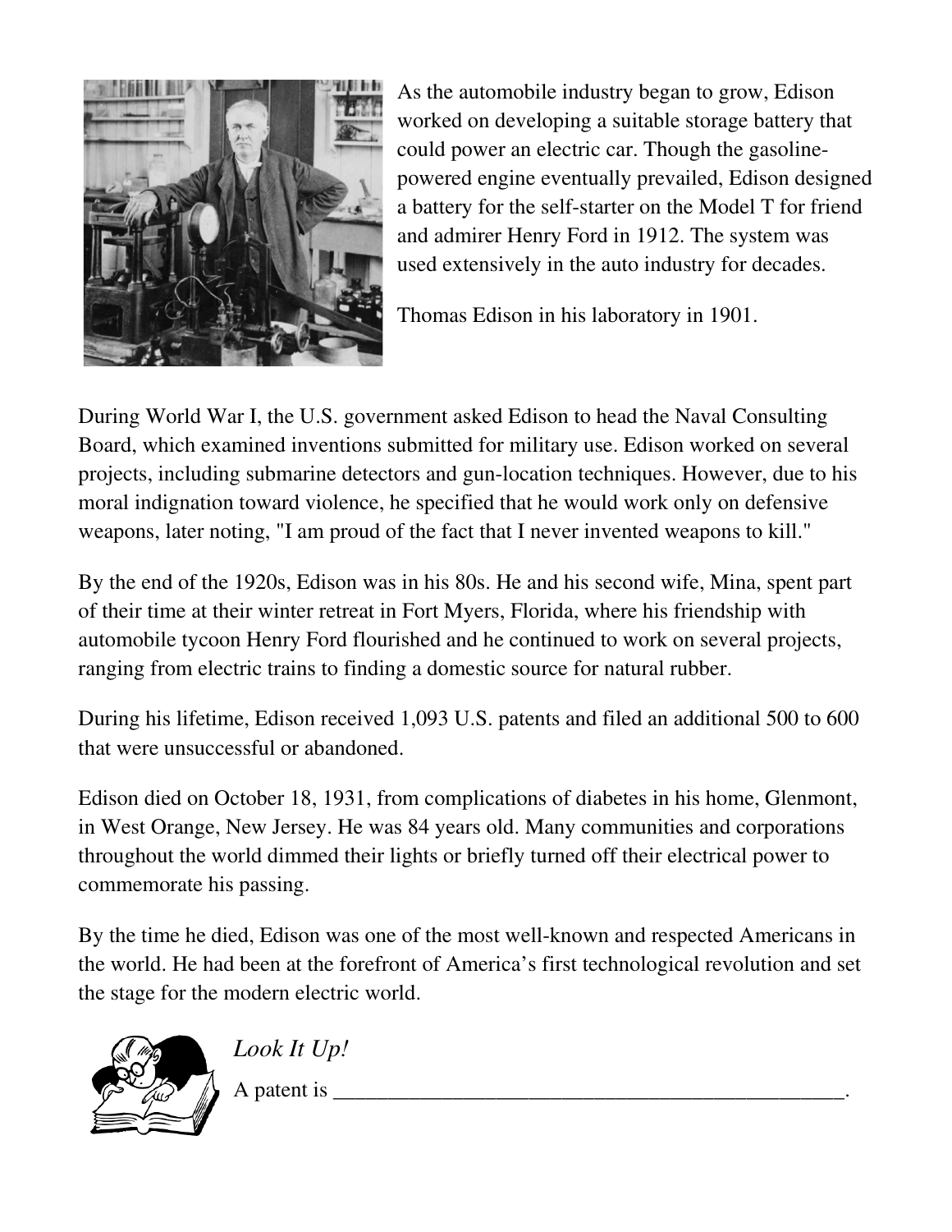As the automobile industry began to grow, Edison worked on developing a suitable storage battery that could power an electric car. Though the gasoline-powered engine eventually prevailed, Edison designed a battery for the self-starter on the Model T for friend and admirer Henry Ford in 1912. The system was used extensively in the auto industry for decades.

Thomas Edison in his laboratory in 1901.

During World War I, the U.S. government asked Edison to head the Naval Consulting Board, which examined inventions submitted for military use. Edison worked on several projects, including submarine detectors and gun-location techniques. However, due to his moral indignation toward violence, he specified that he would work only on defensive weapons, later noting, "I am proud of the fact that I never invented weapons to kill."

By the end of the 1920s, Edison was in his 80s. He and his second wife, Mina, spent part of their time at their winter retreat in Fort Myers, Florida, where his friendship with automobile tycoon Henry Ford flourished and he continued to work on several projects, ranging from electric trains to finding a domestic source for natural rubber.

During his lifetime, Edison received 1,093 U.S. patents and filed an additional 500 to 600 that were unsuccessful or abandoned.

Edison died on October 18, 1931, from complications of diabetes in his home, Glenmont, in West Orange, New Jersey. He was 84 years old. Many communities and corporations throughout the world dimmed their lights or briefly turned off their electrical power to commemorate his passing.

By the time he died, Edison was one of the most well-known and respected Americans in the world. He had been at the forefront of America's first technological revolution and set the stage for the modern electric world.

*Look It Up!*

A patent is ________________________________________________.